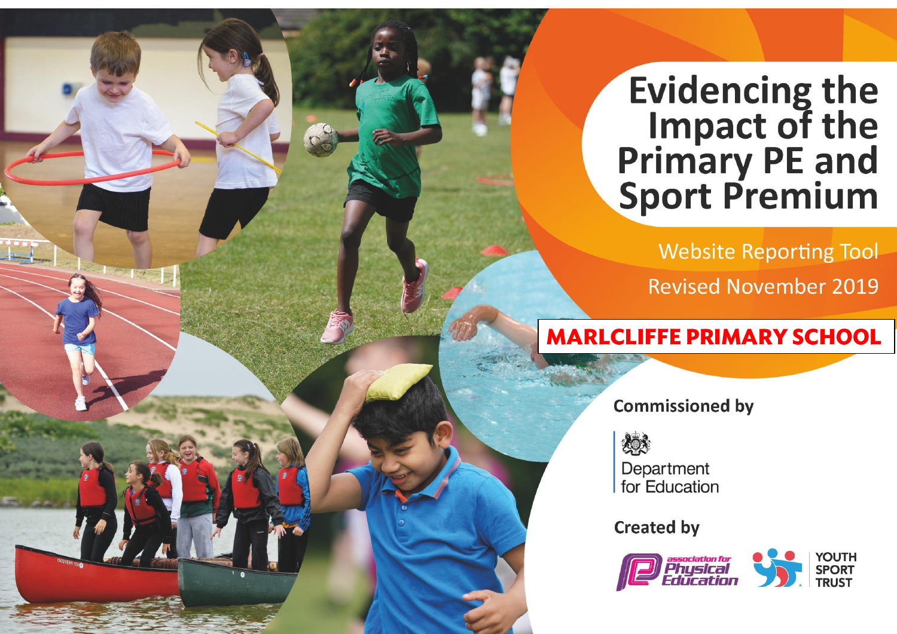# Evidencing the Impact of the Primary PE and Sport Premium

Website Reporting Tool

Revised November 2019

**MARLCLIFFE PRIMARY SCHOOL**

Commissioned by

Department for Education

Created by

association for Physical Education

YOUTH SPORT TRUST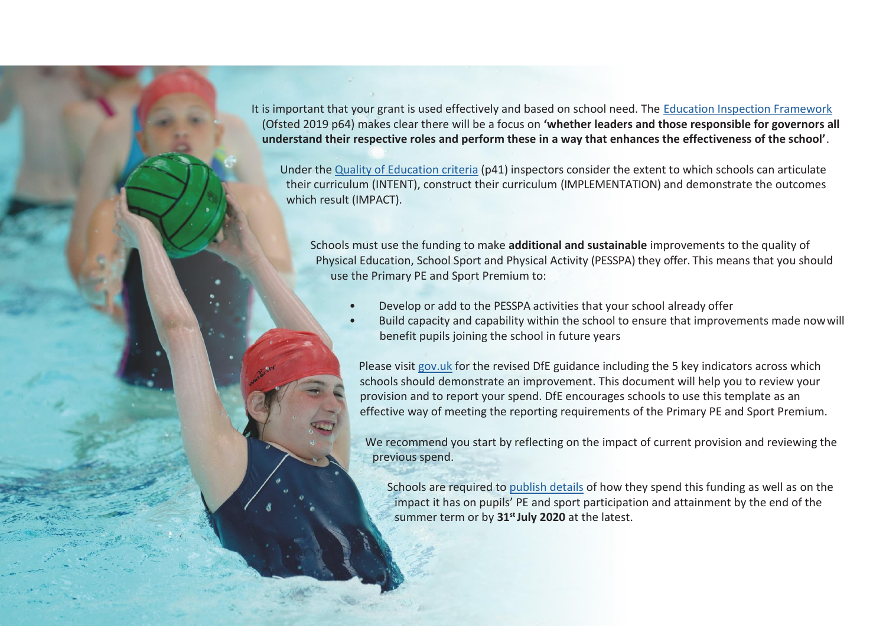It is important that your grant is used effectively and based on school need. The Education Inspection Framework (Ofsted 2019 p64) makes clear there will be a focus on **'whether leaders and those responsible for governors all understand their respective roles and perform these in a way that enhances the effectiveness of the school'**.

Under the Quality of Education criteria (p41) inspectors consider the extent to which schools can articulate their curriculum (INTENT), construct their curriculum (IMPLEMENTATION) and demonstrate the outcomes which result (IMPACT).

Schools must use the funding to make **additional and sustainable** improvements to the quality of Physical Education, School Sport and Physical Activity (PESSPA) they offer. This means that you should use the Primary PE and Sport Premium to:

- Develop or add to the PESSPA activities that your school already offer
- Build capacity and capability within the school to ensure that improvements made now will benefit pupils joining the school in future years

Please visit gov.uk for the revised DfE guidance including the 5 key indicators across which schools should demonstrate an improvement. This document will help you to review your provision and to report your spend. DfE encourages schools to use this template as an effective way of meeting the reporting requirements of the Primary PE and Sport Premium.

We recommend you start by reflecting on the impact of current provision and reviewing the previous spend.

Schools are required to publish details of how they spend this funding as well as on the impact it has on pupils' PE and sport participation and attainment by the end of the summer term or by **31st July 2020** at the latest.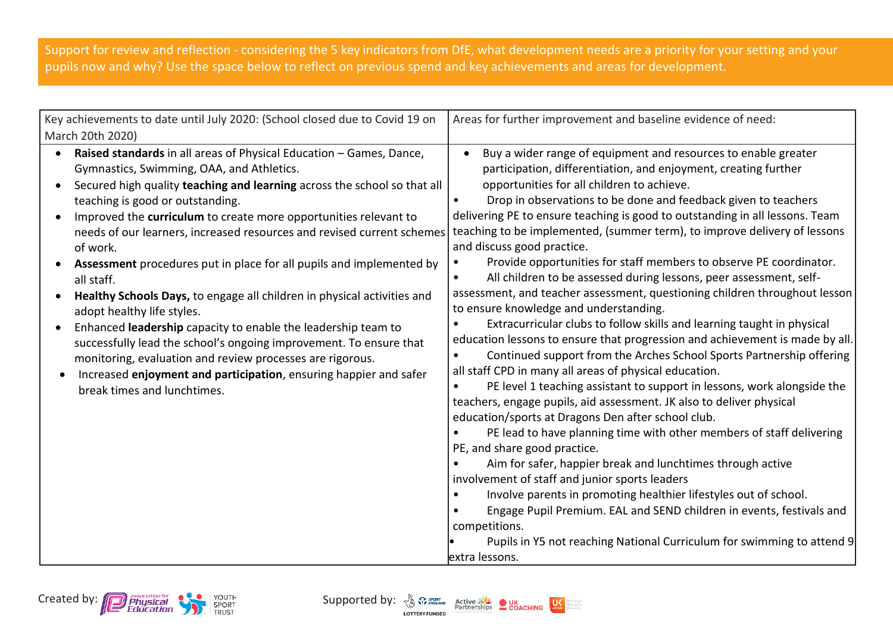Support for review and reflection - considering the 5 key indicators from DfE, what development needs are a priority for your setting and your pupils now and why? Use the space below to reflect on previous spend and key achievements and areas for development.

| Key achievements to date until July 2020: (School closed due to Covid 19 on March 20th 2020) | Areas for further improvement and baseline evidence of need: |
|---|---|
| • **Raised standards** in all areas of Physical Education – Games, Dance, Gymnastics, Swimming, OAA, and Athletics.<br>• Secured high quality **teaching and learning** across the school so that all teaching is good or outstanding.<br>• Improved the **curriculum** to create more opportunities relevant to needs of our learners, increased resources and revised current schemes of work.<br>• **Assessment** procedures put in place for all pupils and implemented by all staff.<br>• **Healthy Schools Days,** to engage all children in physical activities and adopt healthy life styles.<br>• Enhanced **leadership** capacity to enable the leadership team to successfully lead the school's ongoing improvement. To ensure that monitoring, evaluation and review processes are rigorous.<br>• Increased **enjoyment and participation**, ensuring happier and safer break times and lunchtimes. | • Buy a wider range of equipment and resources to enable greater participation, differentiation, and enjoyment, creating further opportunities for all children to achieve.<br>• Drop in observations to be done and feedback given to teachers delivering PE to ensure teaching is good to outstanding in all lessons. Team teaching to be implemented, (summer term), to improve delivery of lessons and discuss good practice.<br>• Provide opportunities for staff members to observe PE coordinator.<br>• All children to be assessed during lessons, peer assessment, self-assessment, and teacher assessment, questioning children throughout lesson to ensure knowledge and understanding.<br>• Extracurricular clubs to follow skills and learning taught in physical education lessons to ensure that progression and achievement is made by all.<br>• Continued support from the Arches School Sports Partnership offering all staff CPD in many areas of physical education.<br>• PE level 1 teaching assistant to support in lessons, work alongside the teachers, engage pupils, aid assessment. JK also to deliver physical education/sports at Dragons Den after school club.<br>• PE lead to have planning time with other members of staff delivering PE, and share good practice.<br>• Aim for safer, happier break and lunchtimes through active involvement of staff and junior sports leaders<br>• Involve parents in promoting healthier lifestyles out of school.<br>• Engage Pupil Premium. EAL and SEND children in events, festivals and competitions.<br>• Pupils in Y5 not reaching National Curriculum for swimming to attend 9 extra lessons. |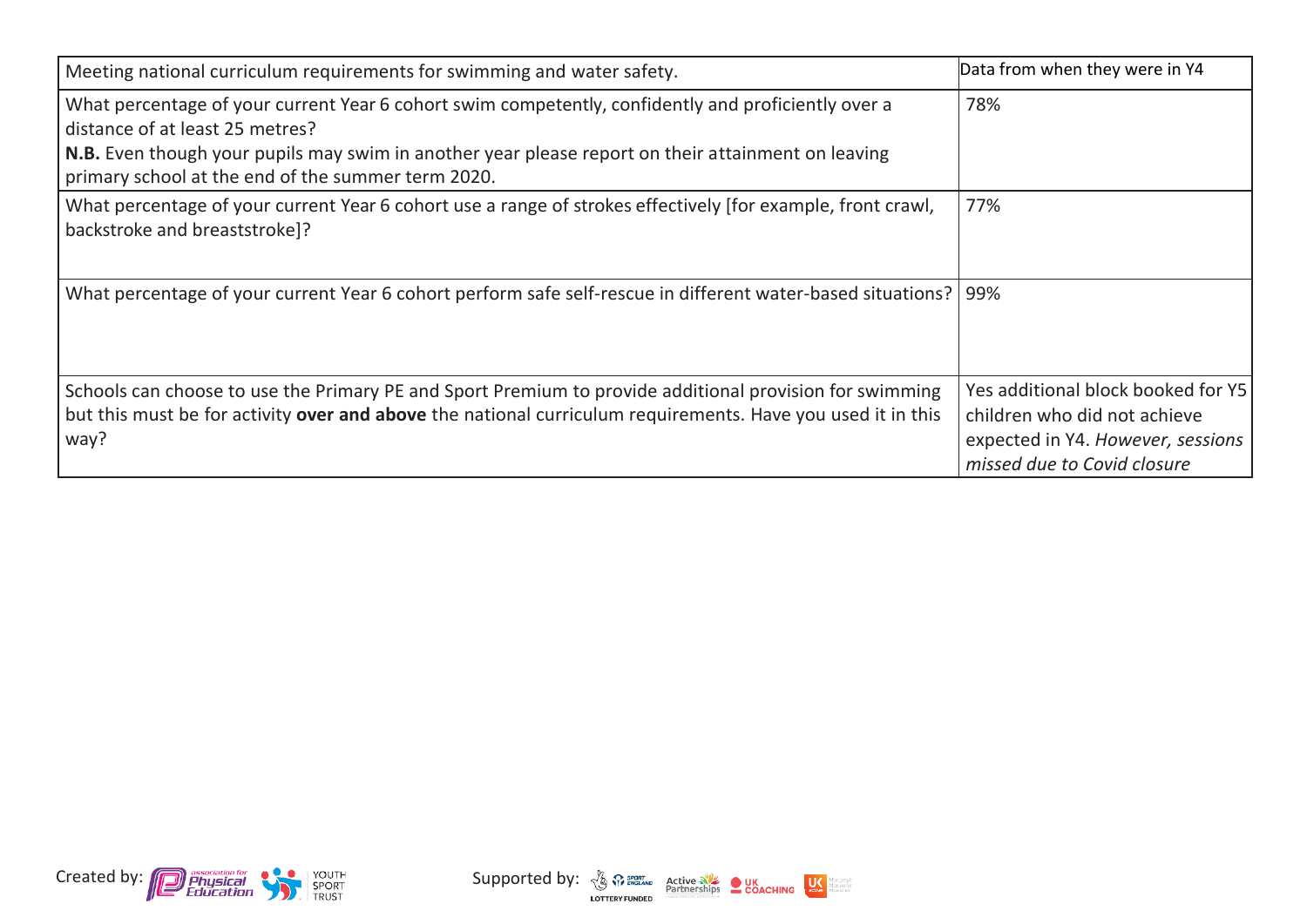| Meeting national curriculum requirements for swimming and water safety. | Data from when they were in Y4 |
|---|---|
| What percentage of your current Year 6 cohort swim competently, confidently and proficiently over a distance of at least 25 metres?<br>**N.B.** Even though your pupils may swim in another year please report on their attainment on leaving primary school at the end of the summer term 2020. | 78% |
| What percentage of your current Year 6 cohort use a range of strokes effectively [for example, front crawl, backstroke and breaststroke]? | 77% |
| What percentage of your current Year 6 cohort perform safe self-rescue in different water-based situations? | 99% |
| Schools can choose to use the Primary PE and Sport Premium to provide additional provision for swimming but this must be for activity **over and above** the national curriculum requirements. Have you used it in this way? | Yes additional block booked for Y5 children who did not achieve expected in Y4. *However, sessions missed due to Covid closure* |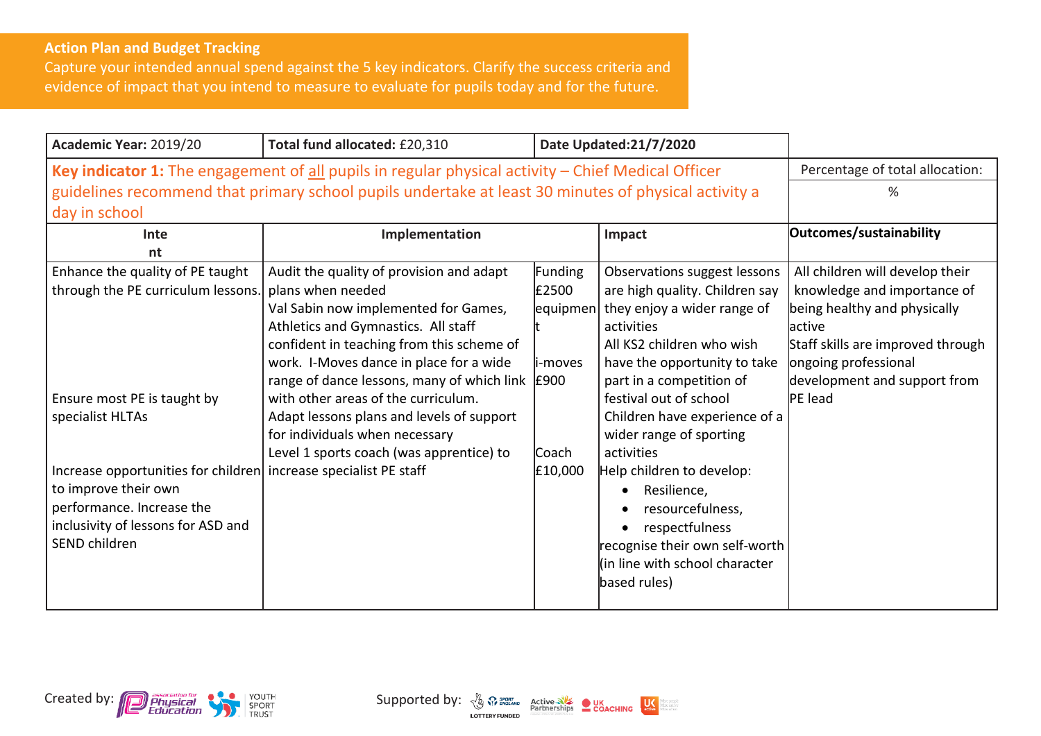**Action Plan and Budget Tracking**

Capture your intended annual spend against the 5 key indicators. Clarify the success criteria and evidence of impact that you intend to measure to evaluate for pupils today and for the future.

| **Academic Year:** 2019/20 | **Total fund allocated:** £20,310 | **Date Updated:21/7/2020** | | |
|---|---|---|---|---|
| **Key indicator 1:** The engagement of all pupils in regular physical activity – Chief Medical Officer guidelines recommend that primary school pupils undertake at least 30 minutes of physical activity a day in school | | | | Percentage of total allocation:<br>% |
| **Intent** | **Implementation** | | **Impact** | **Outcomes/sustainability** |
| Enhance the quality of PE taught through the PE curriculum lessons.<br><br>Ensure most PE is taught by specialist HLTAs<br><br>Increase opportunities for children to improve their own performance. Increase the inclusivity of lessons for ASD and SEND children | Audit the quality of provision and adapt plans when needed<br>Val Sabin now implemented for Games, Athletics and Gymnastics. All staff confident in teaching from this scheme of work. I-Moves dance in place for a wide range of dance lessons, many of which link with other areas of the curriculum.<br>Adapt lessons plans and levels of support for individuals when necessary<br>Level 1 sports coach (was apprentice) to increase specialist PE staff | Funding £2500 equipment<br><br>i-moves £900<br><br>Coach £10,000 | Observations suggest lessons are high quality. Children say they enjoy a wider range of activities<br>All KS2 children who wish have the opportunity to take part in a competition of festival out of school<br>Children have experience of a wider range of sporting activities<br>Help children to develop:<br>• Resilience,<br>• resourcefulness,<br>• respectfulness<br>recognise their own self-worth (in line with school character based rules) | All children will develop their knowledge and importance of being healthy and physically active<br>Staff skills are improved through ongoing professional development and support from PE lead |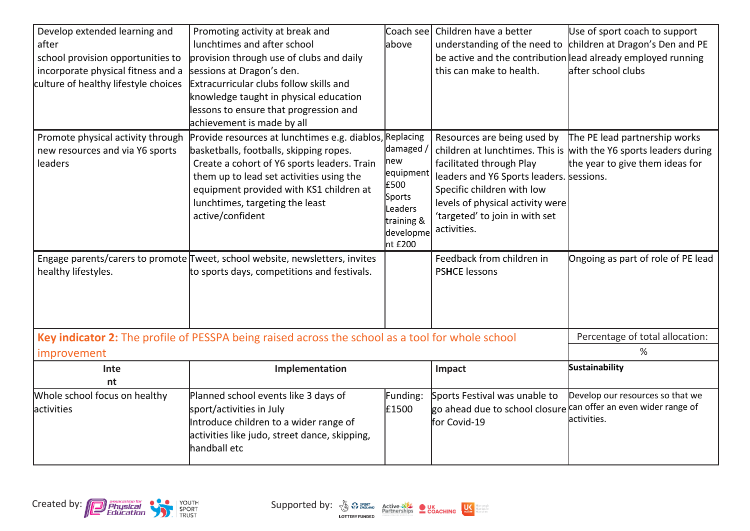| | | | | |
|---|---|---|---|---|
| Develop extended learning and after school provision opportunities to incorporate physical fitness and a culture of healthy lifestyle choices | Promoting activity at break and lunchtimes and after school provision through use of clubs and daily sessions at Dragon's den. Extracurricular clubs follow skills and knowledge taught in physical education lessons to ensure that progression and achievement is made by all | Coach see above | Children have a better understanding of the need to be active and the contribution this can make to health. | Use of sport coach to support children at Dragon's Den and PE lead already employed running after school clubs |
| Promote physical activity through new resources and via Y6 sports leaders | Provide resources at lunchtimes e.g. diablos, basketballs, footballs, skipping ropes. Create a cohort of Y6 sports leaders. Train them up to lead set activities using the equipment provided with KS1 children at lunchtimes, targeting the least active/confident | Replacing damaged / new equipment £500 Sports Leaders training & development £200 | Resources are being used by children at lunchtimes. This is facilitated through Play leaders and Y6 Sports leaders. Specific children with low levels of physical activity were 'targeted' to join in with set activities. | The PE lead partnership works with the Y6 sports leaders during the year to give them ideas for sessions. |
| Engage parents/carers to promote healthy lifestyles. | Tweet, school website, newsletters, invites to sports days, competitions and festivals. | | Feedback from children in PSHCE lessons | Ongoing as part of role of PE lead |

| **Key indicator 2:** The profile of PESSPA being raised across the school as a tool for whole school improvement | | | | Percentage of total allocation: % |
|---|---|---|---|---|
| **Intent** | **Implementation** | | **Impact** | **Sustainability** |
| Whole school focus on healthy activities | Planned school events like 3 days of sport/activities in July Introduce children to a wider range of activities like judo, street dance, skipping, handball etc | Funding: £1500 | Sports Festival was unable to go ahead due to school closure for Covid-19 | Develop our resources so that we can offer an even wider range of activities. |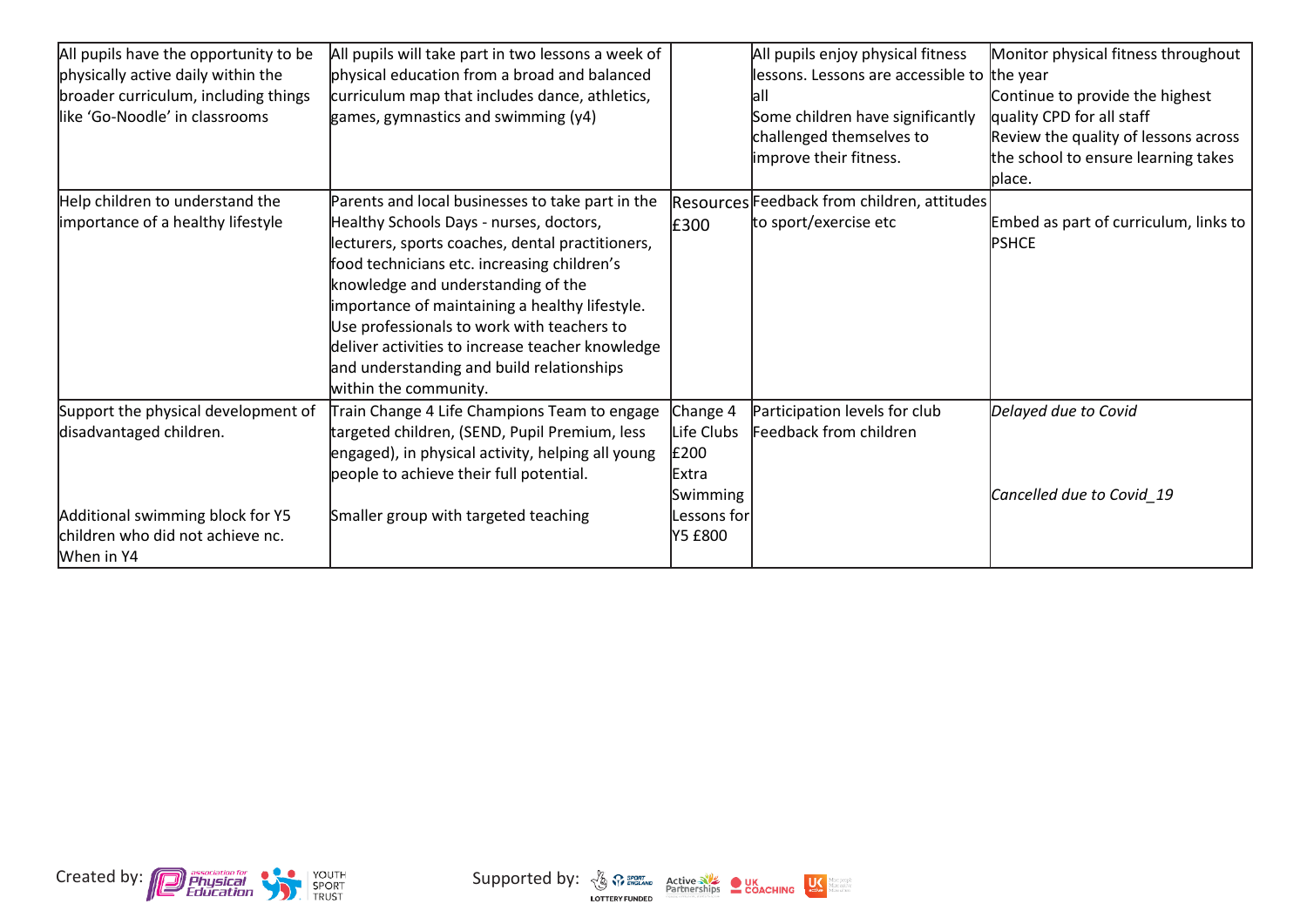| | | | | |
|---|---|---|---|---|
| All pupils have the opportunity to be physically active daily within the broader curriculum, including things like 'Go-Noodle' in classrooms | All pupils will take part in two lessons a week of physical education from a broad and balanced curriculum map that includes dance, athletics, games, gymnastics and swimming (y4) | | All pupils enjoy physical fitness lessons. Lessons are accessible to all<br>Some children have significantly challenged themselves to improve their fitness. | Monitor physical fitness throughout the year<br>Continue to provide the highest quality CPD for all staff<br>Review the quality of lessons across the school to ensure learning takes place. |
| Help children to understand the importance of a healthy lifestyle | Parents and local businesses to take part in the Healthy Schools Days - nurses, doctors, lecturers, sports coaches, dental practitioners, food technicians etc. increasing children's knowledge and understanding of the importance of maintaining a healthy lifestyle.<br>Use professionals to work with teachers to deliver activities to increase teacher knowledge and understanding and build relationships within the community. | Resources £300 | Feedback from children, attitudes to sport/exercise etc | Embed as part of curriculum, links to PSHCE |
| Support the physical development of disadvantaged children.<br><br>Additional swimming block for Y5 children who did not achieve nc. When in Y4 | Train Change 4 Life Champions Team to engage targeted children, (SEND, Pupil Premium, less engaged), in physical activity, helping all young people to achieve their full potential.<br><br>Smaller group with targeted teaching | Change 4 Life Clubs £200<br>Extra Swimming Lessons for Y5 £800 | Participation levels for club<br>Feedback from children | *Delayed due to Covid*<br><br>*Cancelled due to Covid_19* |

Created by: association for Physical Education, Youth Sport Trust

Supported by: Sport England Lottery Funded, Active Partnerships, UK Coaching, UK Active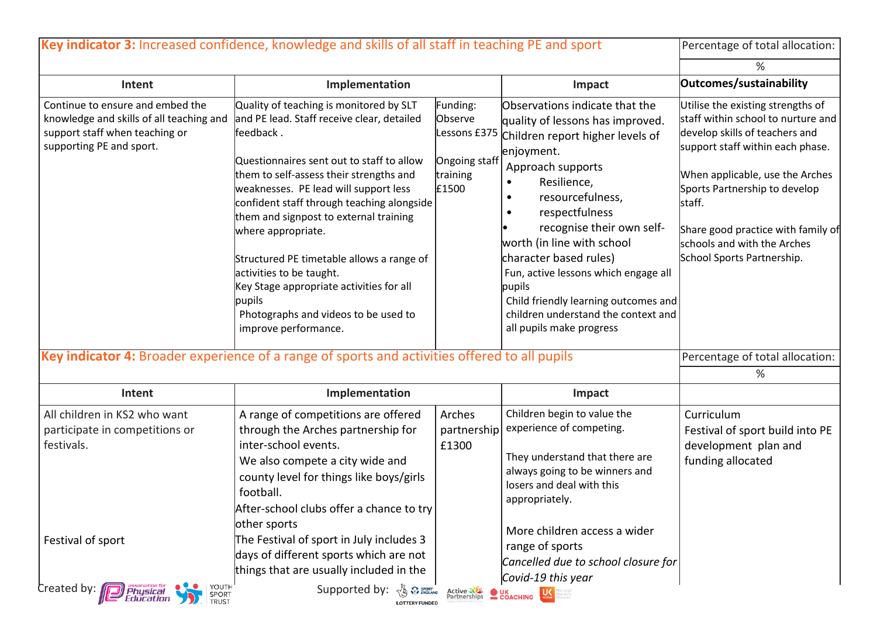| **Key indicator 3:** Increased confidence, knowledge and skills of all staff in teaching PE and sport | | | | Percentage of total allocation: |
|---|---|---|---|---|
| | | | | % |
| **Intent** | **Implementation** | | **Impact** | **Outcomes/sustainability** |
| Continue to ensure and embed the knowledge and skills of all teaching and support staff when teaching or supporting PE and sport. | Quality of teaching is monitored by SLT and PE lead. Staff receive clear, detailed feedback .<br><br>Questionnaires sent out to staff to allow them to self-assess their strengths and weaknesses. PE lead will support less confident staff through teaching alongside them and signpost to external training where appropriate.<br><br>Structured PE timetable allows a range of activities to be taught.<br>Key Stage appropriate activities for all pupils<br>Photographs and videos to be used to improve performance. | Funding: Observe Lessons £375<br><br>Ongoing staff training £1500 | Observations indicate that the quality of lessons has improved. Children report higher levels of enjoyment.<br>Approach supports<br>• Resilience,<br>• resourcefulness,<br>• respectfulness<br>• recognise their own self-worth (in line with school character based rules)<br>Fun, active lessons which engage all pupils<br>Child friendly learning outcomes and children understand the context and all pupils make progress | Utilise the existing strengths of staff within school to nurture and develop skills of teachers and support staff within each phase.<br><br>When applicable, use the Arches Sports Partnership to develop staff.<br><br>Share good practice with family of schools and with the Arches School Sports Partnership. |

| **Key indicator 4:** Broader experience of a range of sports and activities offered to all pupils | | | | Percentage of total allocation: |
|---|---|---|---|---|
| | | | | % |
| **Intent** | **Implementation** | | **Impact** | |
| All children in KS2 who want participate in competitions or festivals.<br><br><br><br><br><br>Festival of sport | A range of competitions are offered through the Arches partnership for inter-school events.<br>We also compete a city wide and county level for things like boys/girls football.<br>After-school clubs offer a chance to try other sports<br>The Festival of sport in July includes 3 days of different sports which are not things that are usually included in the | Arches partnership £1300 | Children begin to value the experience of competing.<br><br>They understand that there are always going to be winners and losers and deal with this appropriately.<br><br>More children access a wider range of sports<br>*Cancelled due to school closure for Covid-19 this year* | Curriculum<br>Festival of sport build into PE development plan and funding allocated |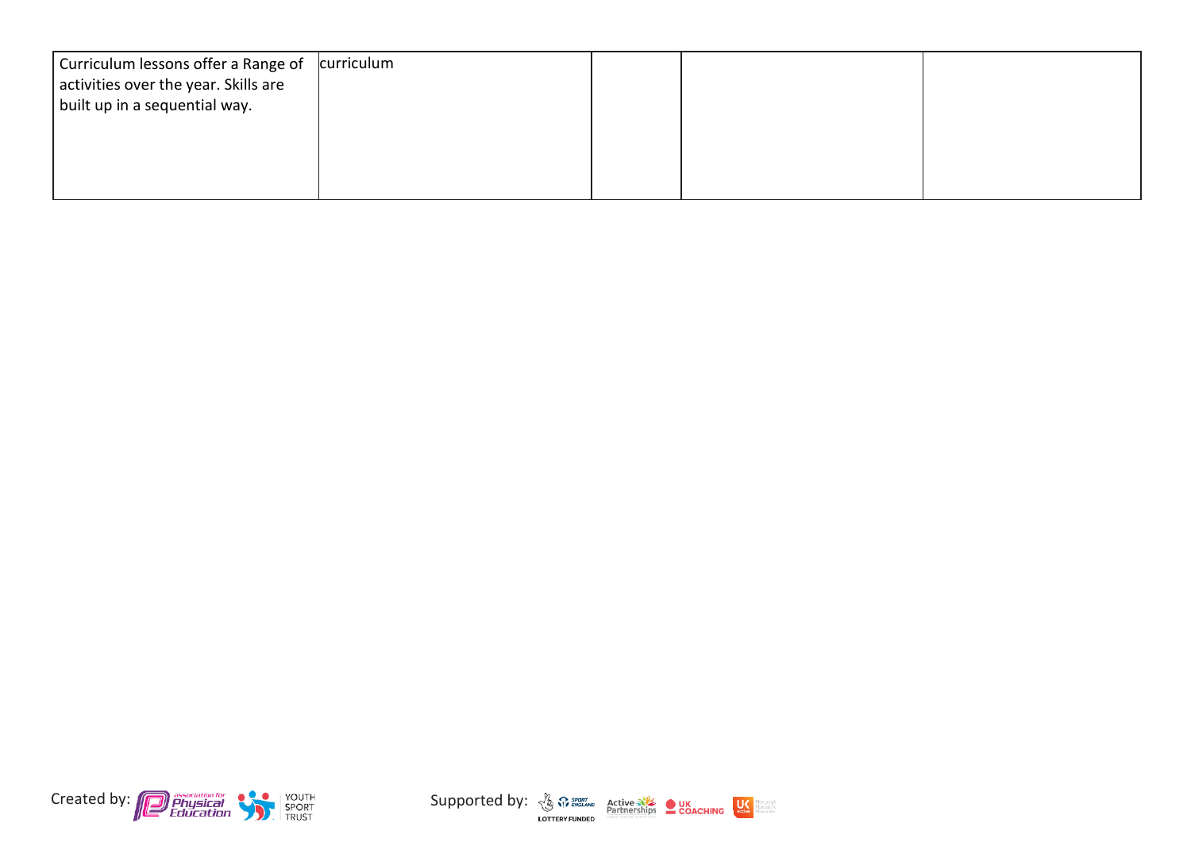| | | | | |
|---|---|---|---|---|
| Curriculum lessons offer a Range of activities over the year. Skills are built up in a sequential way. | curriculum | | | |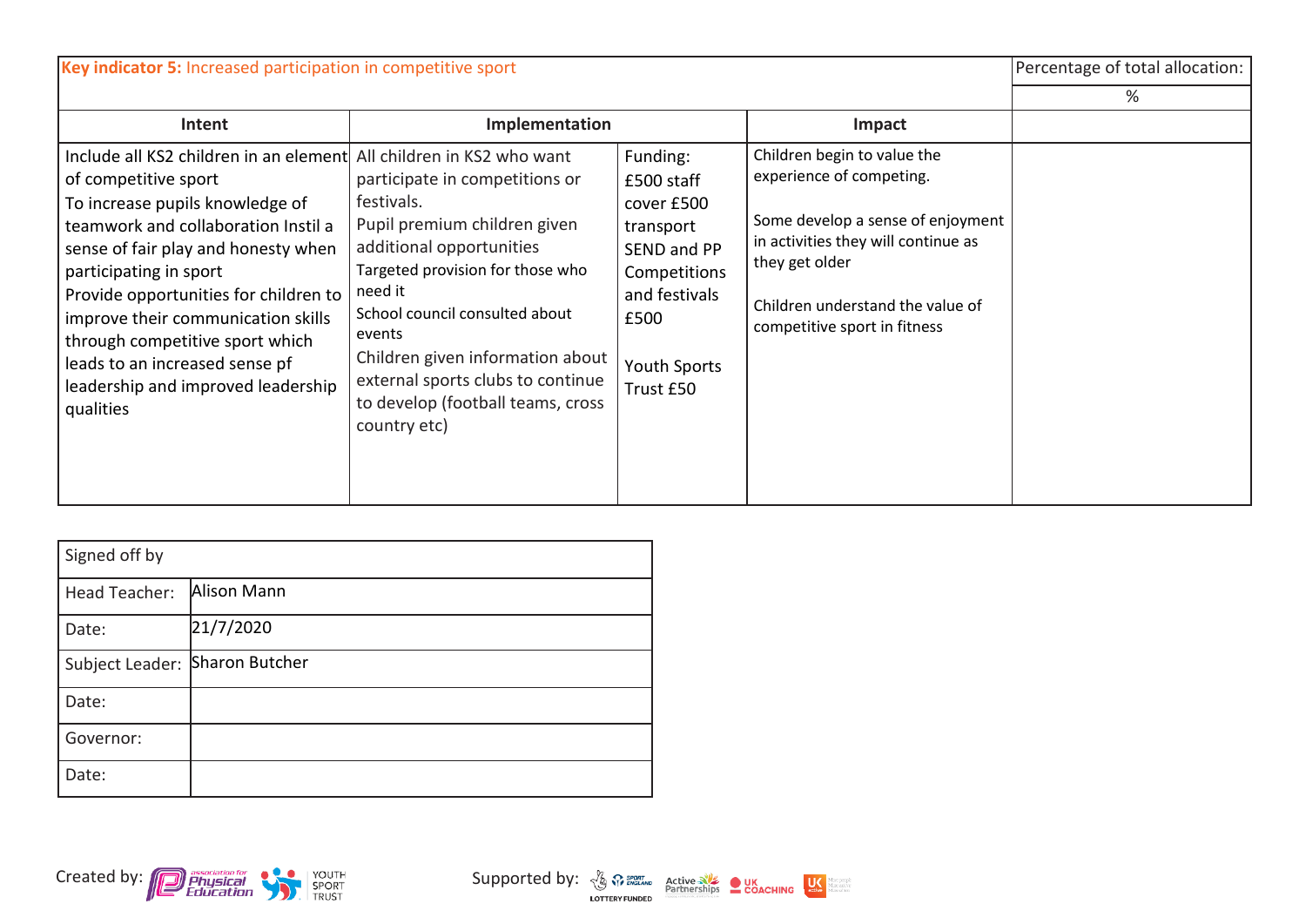| **Key indicator 5:** Increased participation in competitive sport | | | | Percentage of total allocation: |
|---|---|---|---|---|
| | | | | % |
| **Intent** | **Implementation** | | **Impact** | |
| Include all KS2 children in an element of competitive sport<br>To increase pupils knowledge of teamwork and collaboration Instil a sense of fair play and honesty when participating in sport<br>Provide opportunities for children to improve their communication skills through competitive sport which leads to an increased sense pf leadership and improved leadership qualities | All children in KS2 who want participate in competitions or festivals.<br>Pupil premium children given additional opportunities<br>Targeted provision for those who need it<br>School council consulted about events<br>Children given information about external sports clubs to continue to develop (football teams, cross country etc) | Funding:<br>£500 staff cover £500 transport<br>SEND and PP Competitions and festivals £500<br><br>Youth Sports Trust £50 | Children begin to value the experience of competing.<br><br>Some develop a sense of enjoyment in activities they will continue as they get older<br><br>Children understand the value of competitive sport in fitness | |

| Signed off by | |
|---|---|
| Head Teacher: | Alison Mann |
| Date: | 21/7/2020 |
| Subject Leader: | Sharon Butcher |
| Date: | |
| Governor: | |
| Date: | |

Created by: association for Physical Education, Youth Sport Trust

Supported by: Lottery Funded Sport England, Active Partnerships, UK Coaching, UK Active